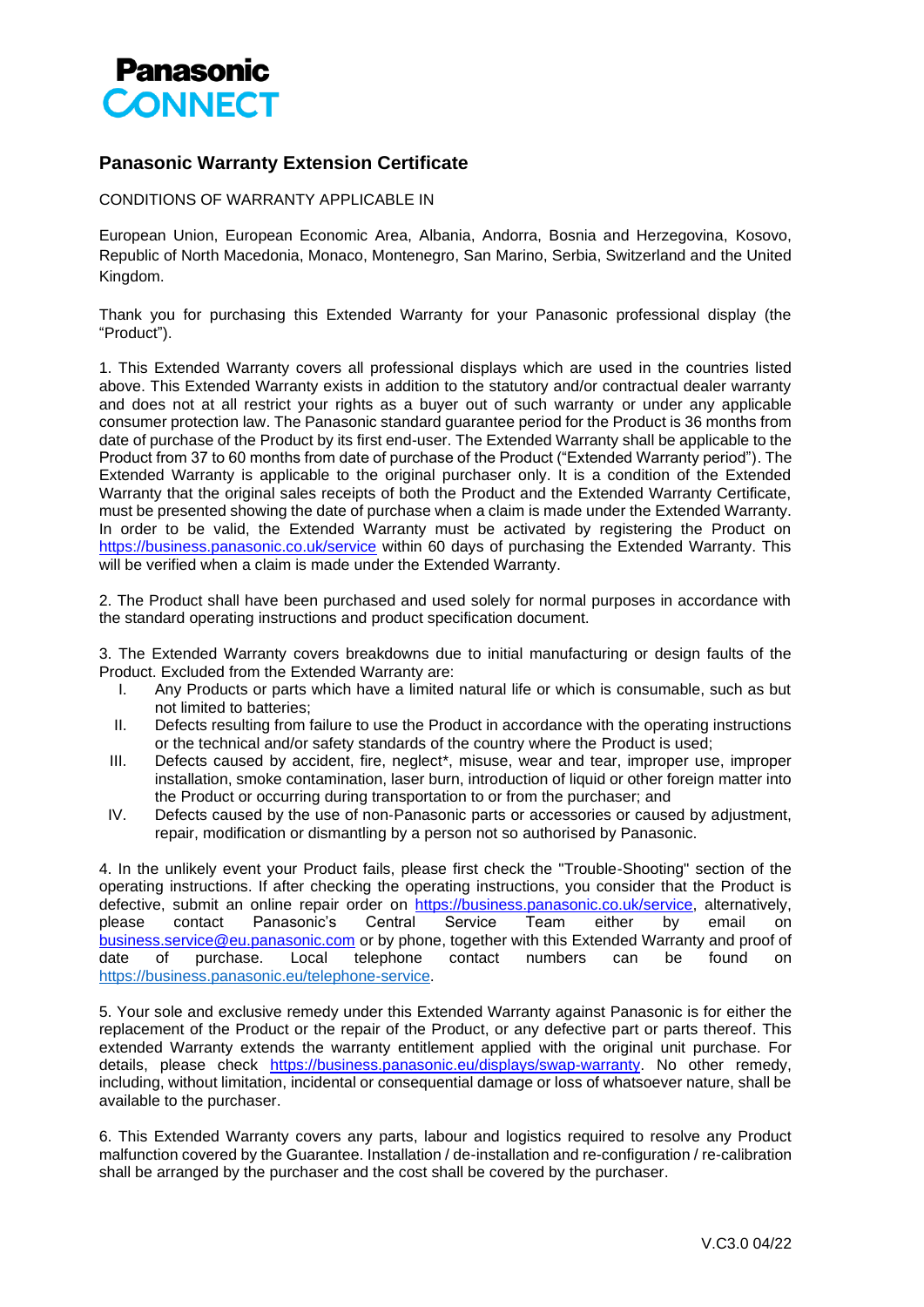# Panasonic CONNECT

## Panasonic Warranty Extension Certificate

CONDITIONS OF WARRANTY APPLICABLE IN

European Union, European Economic Area, Albania, Andorra, Bosnia and Herzegovina, Kosovo, Republic of North Macedonia, Monaco, Montenegro, San Marino, Serbia, Switzerland and the United Kingdom.

Thank you for purchasing this Extended Warranty for your Panasonic professional display (the "Product").

1. This Extended Warranty covers all professional displays which are used in the countries listed above. This Extended Warranty exists in addition to the statutory and/or contractual dealer warranty and does not at all restrict your rights as a buyer out of such warranty or under any applicable consumer protection law. The Panasonic standard guarantee period for the Product is 36 months from date of purchase of the Product by its first end-user. The Extended Warranty shall be applicable to the Product from 37 to 60 months from date of purchase of the Product ("Extended Warranty period"). The Extended Warranty is applicable to the original purchaser only. It is a condition of the Extended Warranty that the original sales receipts of both the Product and the Extended Warranty Certificate, must be presented showing the date of purchase when a claim is made under the Extended Warranty. In order to be valid, the Extended Warranty must be activated by registering the Product on https://business.panasonic.co.uk/service within 60 days of purchasing the Extended Warranty. This will be verified when a claim is made under the Extended Warranty.

2. The Product shall have been purchased and used solely for normal purposes in accordance with the standard operating instructions and product specification document.

3. The Extended Warranty covers breakdowns due to initial manufacturing or design faults of the Product. Excluded from the Extended Warranty are:

   I. Any Products or parts which have a limited natural life or which is consumable, such as but not limited to batteries;
   II. Defects resulting from failure to use the Product in accordance with the operating instructions or the technical and/or safety standards of the country where the Product is used;
   III. Defects caused by accident, fire, neglect*, misuse, wear and tear, improper use, improper installation, smoke contamination, laser burn, introduction of liquid or other foreign matter into the Product or occurring during transportation to or from the purchaser; and
   IV. Defects caused by the use of non-Panasonic parts or accessories or caused by adjustment, repair, modification or dismantling by a person not so authorised by Panasonic.

4. In the unlikely event your Product fails, please first check the "Trouble-Shooting" section of the operating instructions. If after checking the operating instructions, you consider that the Product is defective, submit an online repair order on https://business.panasonic.co.uk/service, alternatively, please contact Panasonic's Central Service Team either by email on business.service@eu.panasonic.com or by phone, together with this Extended Warranty and proof of date of purchase. Local telephone contact numbers can be found on https://business.panasonic.eu/telephone-service.

5. Your sole and exclusive remedy under this Extended Warranty against Panasonic is for either the replacement of the Product or the repair of the Product, or any defective part or parts thereof. This extended Warranty extends the warranty entitlement applied with the original unit purchase. For details, please check https://business.panasonic.eu/displays/swap-warranty. No other remedy, including, without limitation, incidental or consequential damage or loss of whatsoever nature, shall be available to the purchaser.

6. This Extended Warranty covers any parts, labour and logistics required to resolve any Product malfunction covered by the Guarantee. Installation / de-installation and re-configuration / re-calibration shall be arranged by the purchaser and the cost shall be covered by the purchaser.

V.C3.0 04/22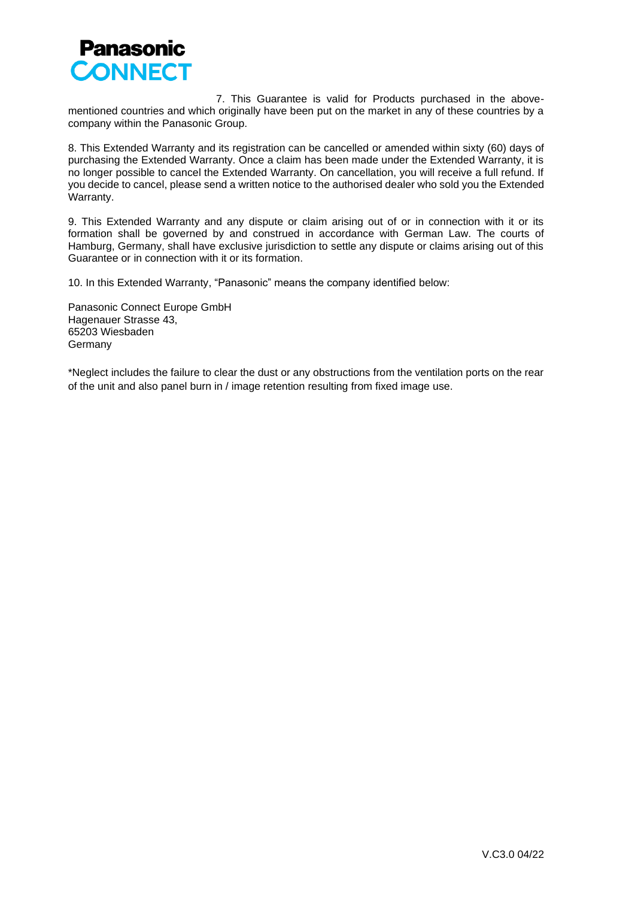7. This Guarantee is valid for Products purchased in the above-mentioned countries and which originally have been put on the market in any of these countries by a company within the Panasonic Group.

8. This Extended Warranty and its registration can be cancelled or amended within sixty (60) days of purchasing the Extended Warranty. Once a claim has been made under the Extended Warranty, it is no longer possible to cancel the Extended Warranty. On cancellation, you will receive a full refund. If you decide to cancel, please send a written notice to the authorised dealer who sold you the Extended Warranty.

9. This Extended Warranty and any dispute or claim arising out of or in connection with it or its formation shall be governed by and construed in accordance with German Law. The courts of Hamburg, Germany, shall have exclusive jurisdiction to settle any dispute or claims arising out of this Guarantee or in connection with it or its formation.

10. In this Extended Warranty, "Panasonic" means the company identified below:

Panasonic Connect Europe GmbH
Hagenauer Strasse 43,
65203 Wiesbaden
Germany

*Neglect includes the failure to clear the dust or any obstructions from the ventilation ports on the rear of the unit and also panel burn in / image retention resulting from fixed image use.

V.C3.0 04/22